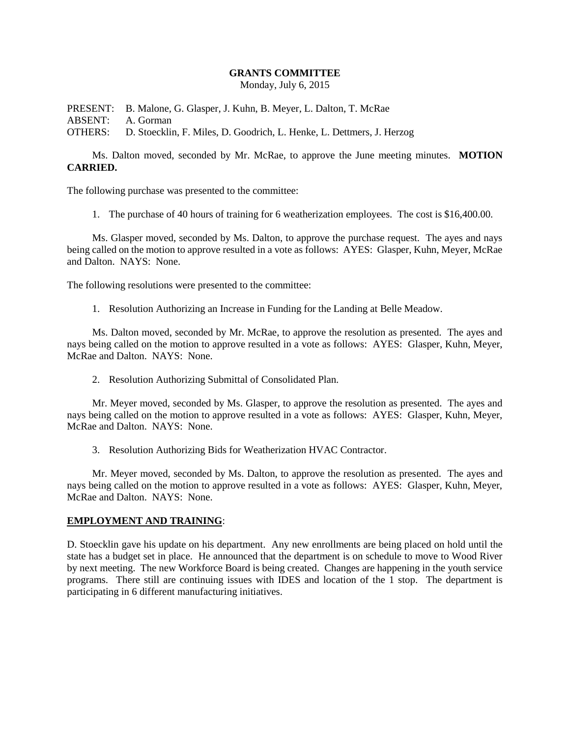**GRANTS COMMITTEE**
Monday, July 6, 2015

PRESENT: B. Malone, G. Glasper, J. Kuhn, B. Meyer, L. Dalton, T. McRae
ABSENT: A. Gorman
OTHERS: D. Stoecklin, F. Miles, D. Goodrich, L. Henke, L. Dettmers, J. Herzog

Ms. Dalton moved, seconded by Mr. McRae, to approve the June meeting minutes. **MOTION CARRIED.**

The following purchase was presented to the committee:

1. The purchase of 40 hours of training for 6 weatherization employees. The cost is $16,400.00.

Ms. Glasper moved, seconded by Ms. Dalton, to approve the purchase request. The ayes and nays being called on the motion to approve resulted in a vote as follows: AYES: Glasper, Kuhn, Meyer, McRae and Dalton. NAYS: None.

The following resolutions were presented to the committee:

1. Resolution Authorizing an Increase in Funding for the Landing at Belle Meadow.

Ms. Dalton moved, seconded by Mr. McRae, to approve the resolution as presented. The ayes and nays being called on the motion to approve resulted in a vote as follows: AYES: Glasper, Kuhn, Meyer, McRae and Dalton. NAYS: None.

2. Resolution Authorizing Submittal of Consolidated Plan.

Mr. Meyer moved, seconded by Ms. Glasper, to approve the resolution as presented. The ayes and nays being called on the motion to approve resulted in a vote as follows: AYES: Glasper, Kuhn, Meyer, McRae and Dalton. NAYS: None.

3. Resolution Authorizing Bids for Weatherization HVAC Contractor.

Mr. Meyer moved, seconded by Ms. Dalton, to approve the resolution as presented. The ayes and nays being called on the motion to approve resulted in a vote as follows: AYES: Glasper, Kuhn, Meyer, McRae and Dalton. NAYS: None.

**EMPLOYMENT AND TRAINING**:

D. Stoecklin gave his update on his department. Any new enrollments are being placed on hold until the state has a budget set in place. He announced that the department is on schedule to move to Wood River by next meeting. The new Workforce Board is being created. Changes are happening in the youth service programs. There still are continuing issues with IDES and location of the 1 stop. The department is participating in 6 different manufacturing initiatives.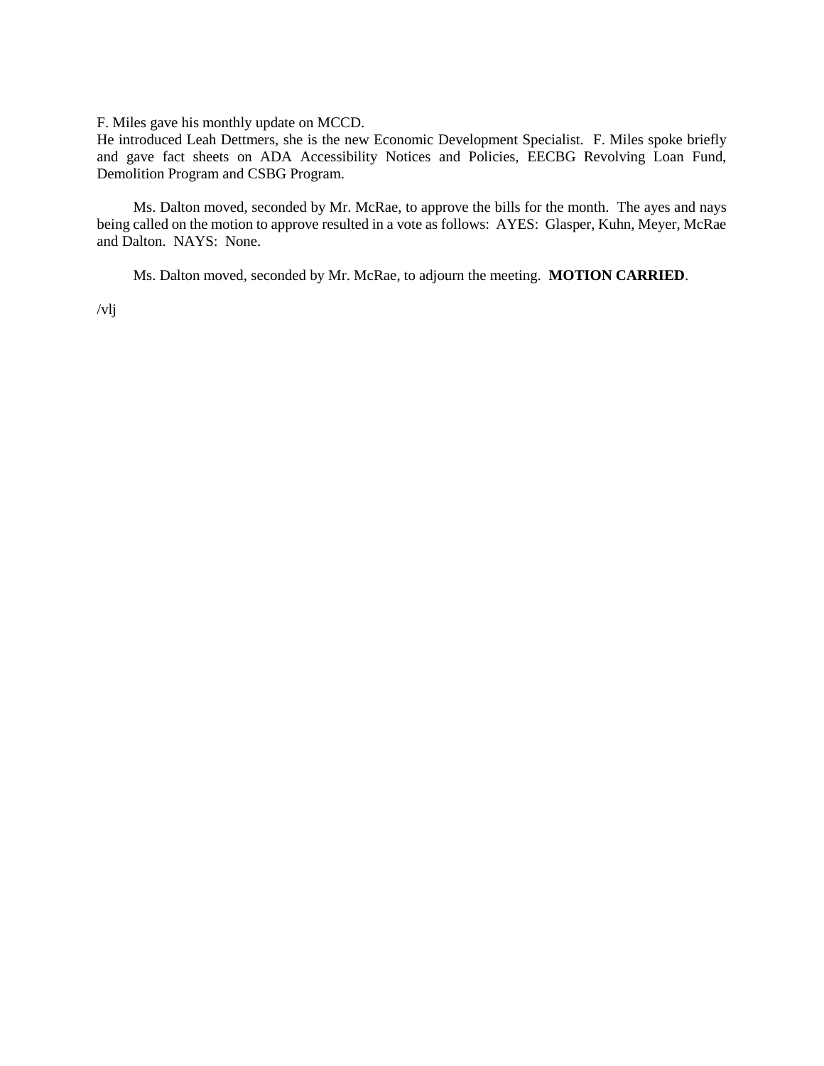F. Miles gave his monthly update on MCCD.
He introduced Leah Dettmers, she is the new Economic Development Specialist. F. Miles spoke briefly and gave fact sheets on ADA Accessibility Notices and Policies, EECBG Revolving Loan Fund, Demolition Program and CSBG Program.

Ms. Dalton moved, seconded by Mr. McRae, to approve the bills for the month. The ayes and nays being called on the motion to approve resulted in a vote as follows: AYES: Glasper, Kuhn, Meyer, McRae and Dalton. NAYS: None.

Ms. Dalton moved, seconded by Mr. McRae, to adjourn the meeting. **MOTION CARRIED**.

/vlj